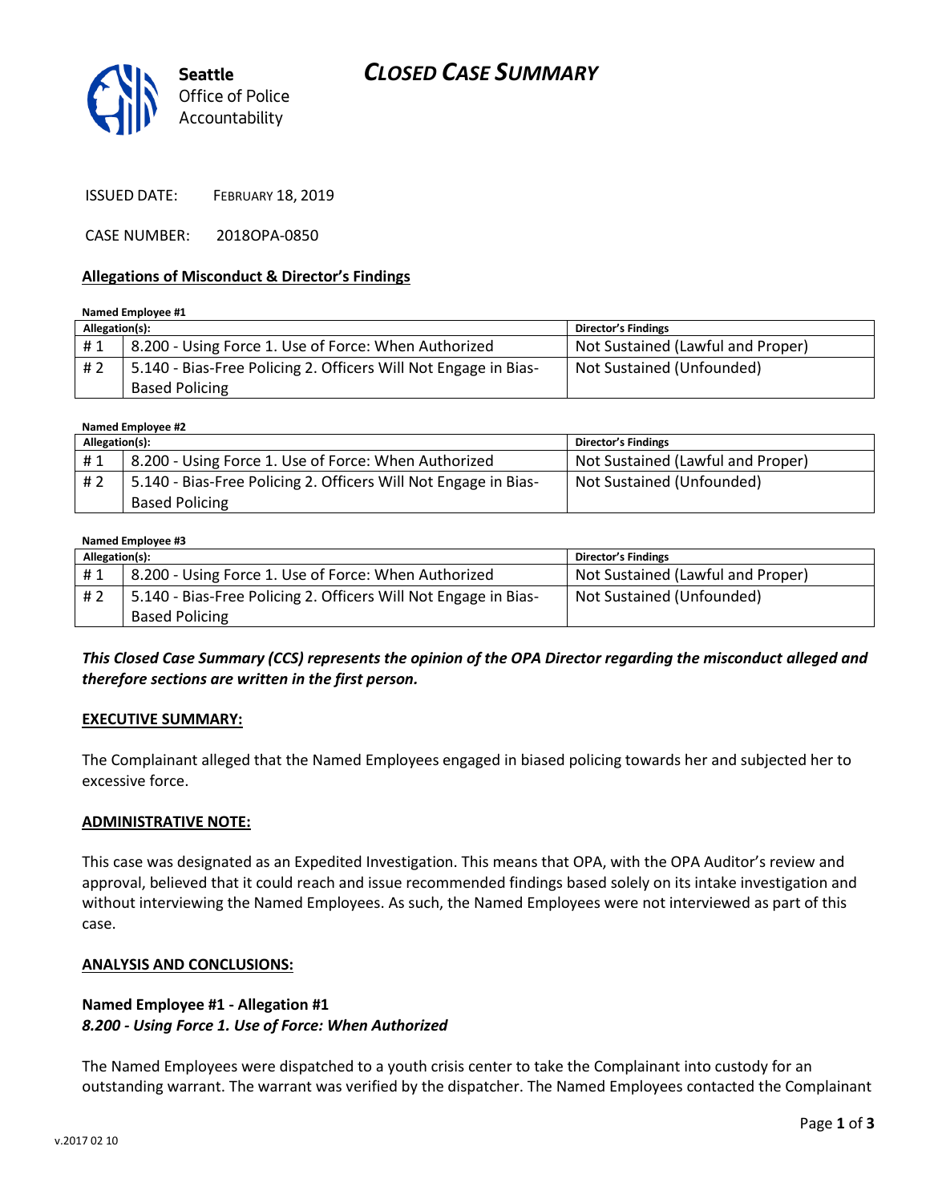# CLOSED CASE SUMMARY

Seattle Office of Police Accountability

ISSUED DATE: FEBRUARY 18, 2019

CASE NUMBER: 2018OPA-0850

### Allegations of Misconduct & Director's Findings

**Named Employee #1**

| Allegation(s): | | Director's Findings |
|---|---|---|
| # 1 | 8.200 - Using Force 1. Use of Force: When Authorized | Not Sustained (Lawful and Proper) |
| # 2 | 5.140 - Bias-Free Policing 2. Officers Will Not Engage in Bias-Based Policing | Not Sustained (Unfounded) |

**Named Employee #2**

| Allegation(s): | | Director's Findings |
|---|---|---|
| # 1 | 8.200 - Using Force 1. Use of Force: When Authorized | Not Sustained (Lawful and Proper) |
| # 2 | 5.140 - Bias-Free Policing 2. Officers Will Not Engage in Bias-Based Policing | Not Sustained (Unfounded) |

**Named Employee #3**

| Allegation(s): | | Director's Findings |
|---|---|---|
| # 1 | 8.200 - Using Force 1. Use of Force: When Authorized | Not Sustained (Lawful and Proper) |
| # 2 | 5.140 - Bias-Free Policing 2. Officers Will Not Engage in Bias-Based Policing | Not Sustained (Unfounded) |

***This Closed Case Summary (CCS) represents the opinion of the OPA Director regarding the misconduct alleged and therefore sections are written in the first person.***

### EXECUTIVE SUMMARY:

The Complainant alleged that the Named Employees engaged in biased policing towards her and subjected her to excessive force.

### ADMINISTRATIVE NOTE:

This case was designated as an Expedited Investigation. This means that OPA, with the OPA Auditor's review and approval, believed that it could reach and issue recommended findings based solely on its intake investigation and without interviewing the Named Employees. As such, the Named Employees were not interviewed as part of this case.

### ANALYSIS AND CONCLUSIONS:

**Named Employee #1 - Allegation #1**
***8.200 - Using Force 1. Use of Force: When Authorized***

The Named Employees were dispatched to a youth crisis center to take the Complainant into custody for an outstanding warrant. The warrant was verified by the dispatcher. The Named Employees contacted the Complainant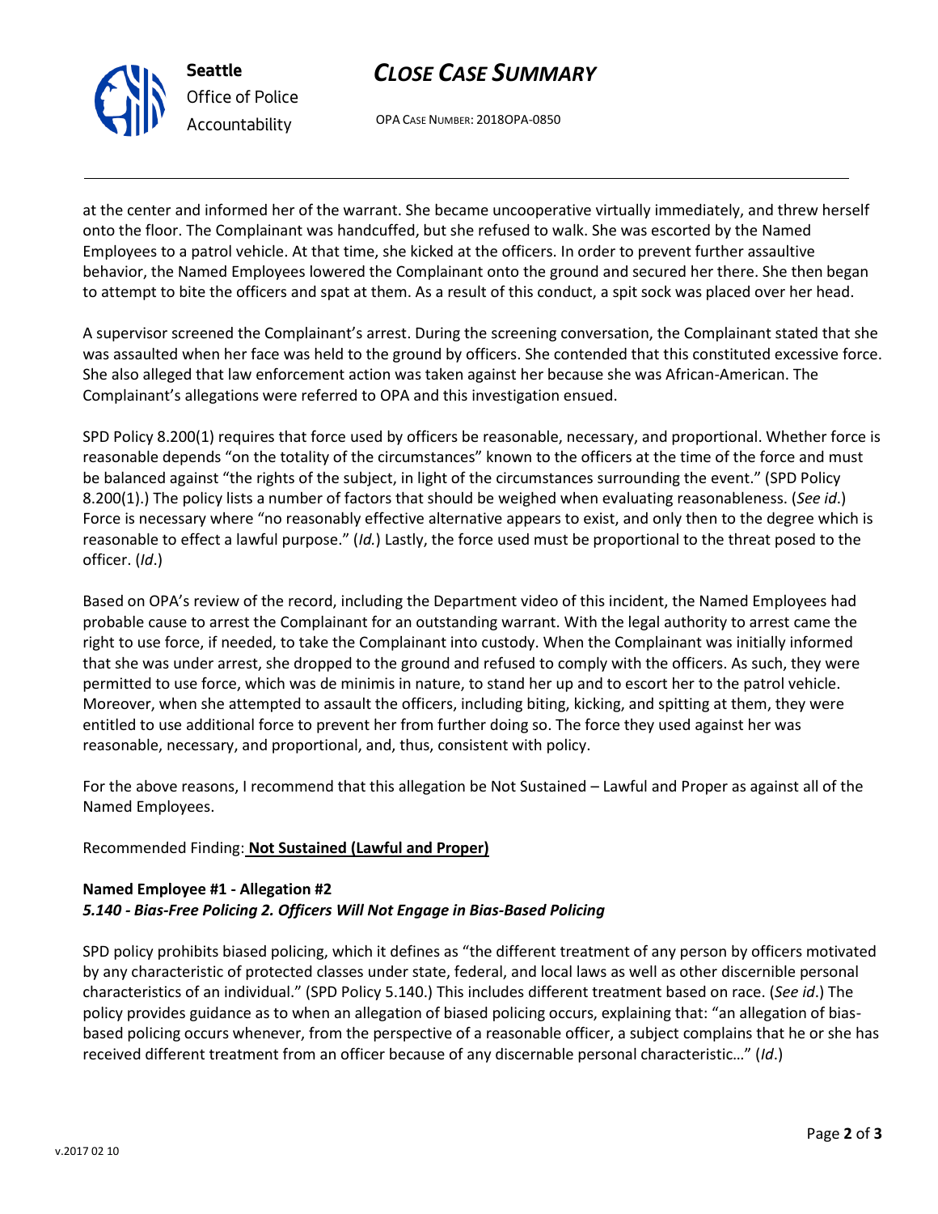at the center and informed her of the warrant. She became uncooperative virtually immediately, and threw herself onto the floor. The Complainant was handcuffed, but she refused to walk. She was escorted by the Named Employees to a patrol vehicle. At that time, she kicked at the officers. In order to prevent further assaultive behavior, the Named Employees lowered the Complainant onto the ground and secured her there. She then began to attempt to bite the officers and spat at them. As a result of this conduct, a spit sock was placed over her head.

A supervisor screened the Complainant's arrest. During the screening conversation, the Complainant stated that she was assaulted when her face was held to the ground by officers. She contended that this constituted excessive force. She also alleged that law enforcement action was taken against her because she was African-American. The Complainant's allegations were referred to OPA and this investigation ensued.

SPD Policy 8.200(1) requires that force used by officers be reasonable, necessary, and proportional. Whether force is reasonable depends "on the totality of the circumstances" known to the officers at the time of the force and must be balanced against "the rights of the subject, in light of the circumstances surrounding the event." (SPD Policy 8.200(1).) The policy lists a number of factors that should be weighed when evaluating reasonableness. (*See id*.) Force is necessary where "no reasonably effective alternative appears to exist, and only then to the degree which is reasonable to effect a lawful purpose." (*Id.*) Lastly, the force used must be proportional to the threat posed to the officer. (*Id*.)

Based on OPA's review of the record, including the Department video of this incident, the Named Employees had probable cause to arrest the Complainant for an outstanding warrant. With the legal authority to arrest came the right to use force, if needed, to take the Complainant into custody. When the Complainant was initially informed that she was under arrest, she dropped to the ground and refused to comply with the officers. As such, they were permitted to use force, which was de minimis in nature, to stand her up and to escort her to the patrol vehicle. Moreover, when she attempted to assault the officers, including biting, kicking, and spitting at them, they were entitled to use additional force to prevent her from further doing so. The force they used against her was reasonable, necessary, and proportional, and, thus, consistent with policy.

For the above reasons, I recommend that this allegation be Not Sustained – Lawful and Proper as against all of the Named Employees.

Recommended Finding: **Not Sustained (Lawful and Proper)**

**Named Employee #1 - Allegation #2**
***5.140 - Bias-Free Policing 2. Officers Will Not Engage in Bias-Based Policing***

SPD policy prohibits biased policing, which it defines as "the different treatment of any person by officers motivated by any characteristic of protected classes under state, federal, and local laws as well as other discernible personal characteristics of an individual." (SPD Policy 5.140.) This includes different treatment based on race. (*See id*.) The policy provides guidance as to when an allegation of biased policing occurs, explaining that: "an allegation of bias-based policing occurs whenever, from the perspective of a reasonable officer, a subject complains that he or she has received different treatment from an officer because of any discernable personal characteristic…" (*Id*.)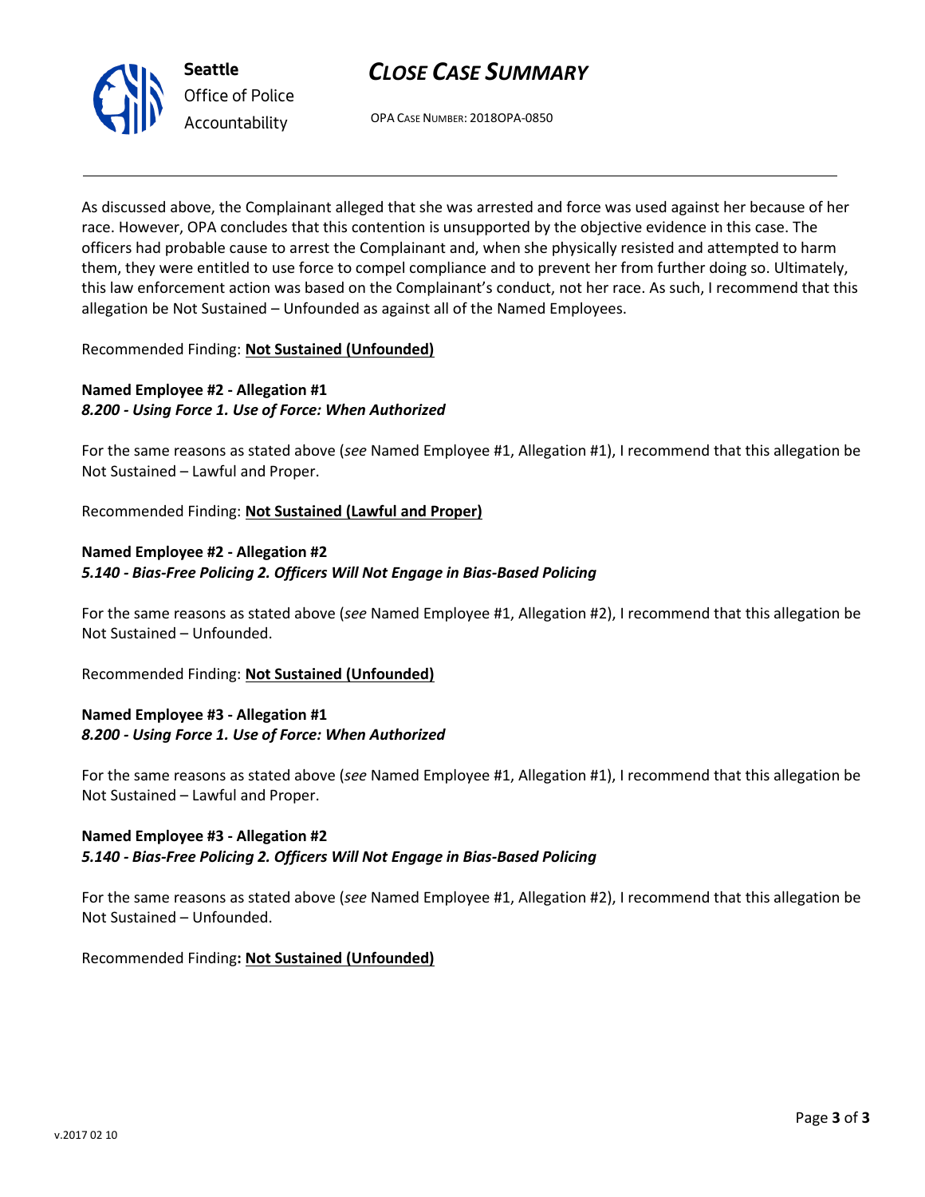As discussed above, the Complainant alleged that she was arrested and force was used against her because of her race. However, OPA concludes that this contention is unsupported by the objective evidence in this case. The officers had probable cause to arrest the Complainant and, when she physically resisted and attempted to harm them, they were entitled to use force to compel compliance and to prevent her from further doing so. Ultimately, this law enforcement action was based on the Complainant's conduct, not her race. As such, I recommend that this allegation be Not Sustained – Unfounded as against all of the Named Employees.

Recommended Finding: **Not Sustained (Unfounded)**

**Named Employee #2 - Allegation #1**
***8.200 - Using Force 1. Use of Force: When Authorized***

For the same reasons as stated above (*see* Named Employee #1, Allegation #1), I recommend that this allegation be Not Sustained – Lawful and Proper.

Recommended Finding: **Not Sustained (Lawful and Proper)**

**Named Employee #2 - Allegation #2**
***5.140 - Bias-Free Policing 2. Officers Will Not Engage in Bias-Based Policing***

For the same reasons as stated above (*see* Named Employee #1, Allegation #2), I recommend that this allegation be Not Sustained – Unfounded.

Recommended Finding: **Not Sustained (Unfounded)**

**Named Employee #3 - Allegation #1**
***8.200 - Using Force 1. Use of Force: When Authorized***

For the same reasons as stated above (*see* Named Employee #1, Allegation #1), I recommend that this allegation be Not Sustained – Lawful and Proper.

**Named Employee #3 - Allegation #2**
***5.140 - Bias-Free Policing 2. Officers Will Not Engage in Bias-Based Policing***

For the same reasons as stated above (*see* Named Employee #1, Allegation #2), I recommend that this allegation be Not Sustained – Unfounded.

Recommended Finding**: Not Sustained (Unfounded)**